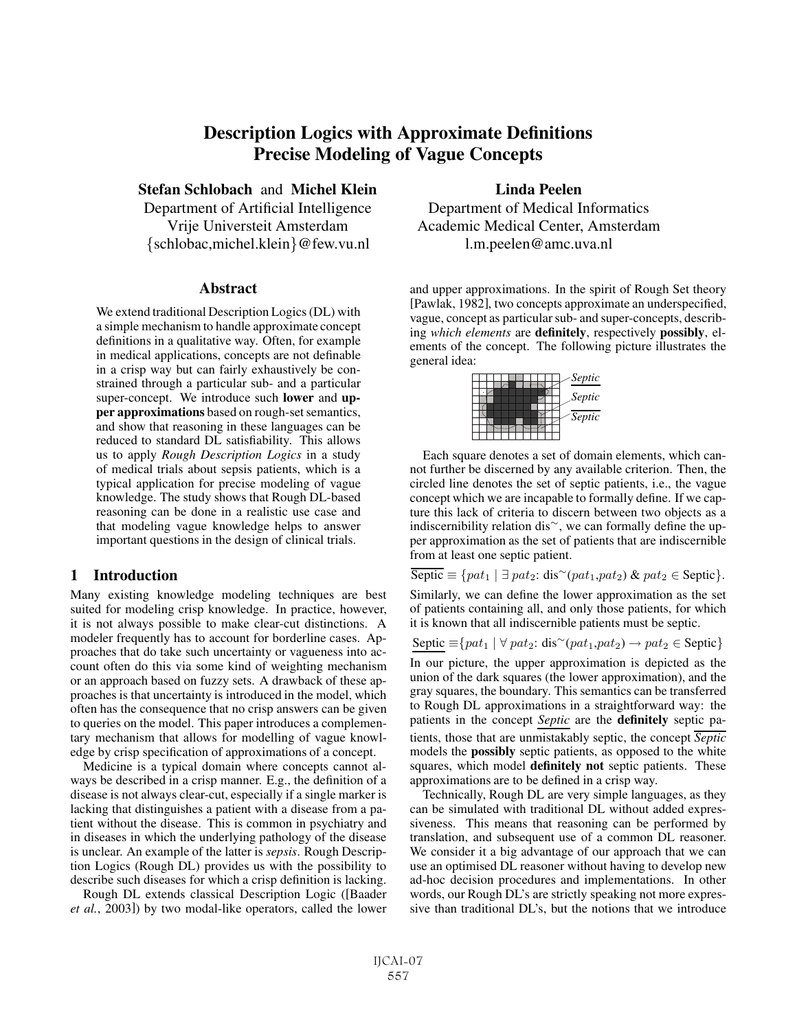# Description Logics with Approximate Definitions Precise Modeling of Vague Concepts

**Stefan Schlobach** and **Michel Klein**
Department of Artificial Intelligence
Vrije Universiteit Amsterdam
{schlobac,michel.klein}@few.vu.nl

**Linda Peelen**
Department of Medical Informatics
Academic Medical Center, Amsterdam
l.m.peelen@amc.uva.nl

## Abstract

We extend traditional Description Logics (DL) with a simple mechanism to handle approximate concept definitions in a qualitative way. Often, for example in medical applications, concepts are not definable in a crisp way but can fairly exhaustively be constrained through a particular sub- and a particular super-concept. We introduce such **lower** and **upper approximations** based on rough-set semantics, and show that reasoning in these languages can be reduced to standard DL satisfiability. This allows us to apply *Rough Description Logics* in a study of medical trials about sepsis patients, which is a typical application for precise modeling of vague knowledge. The study shows that Rough DL-based reasoning can be done in a realistic use case and that modeling vague knowledge helps to answer important questions in the design of clinical trials.

## 1 Introduction

Many existing knowledge modeling techniques are best suited for modeling crisp knowledge. In practice, however, it is not always possible to make clear-cut distinctions. A modeler frequently has to account for borderline cases. Approaches that do take such uncertainty or vagueness into account often do this via some kind of weighting mechanism or an approach based on fuzzy sets. A drawback of these approaches is that uncertainty is introduced in the model, which often has the consequence that no crisp answers can be given to queries on the model. This paper introduces a complementary mechanism that allows for modelling of vague knowledge by crisp specification of approximations of a concept.

Medicine is a typical domain where concepts cannot always be described in a crisp manner. E.g., the definition of a disease is not always clear-cut, especially if a single marker is lacking that distinguishes a patient with a disease from a patient without the disease. This is common in psychiatry and in diseases in which the underlying pathology of the disease is unclear. An example of the latter is *sepsis*. Rough Description Logics (Rough DL) provides us with the possibility to describe such diseases for which a crisp definition is lacking.

Rough DL extends classical Description Logic ([Baader *et al.*, 2003]) by two modal-like operators, called the lower and upper approximations. In the spirit of Rough Set theory [Pawlak, 1982], two concepts approximate an underspecified, vague, concept as particular sub- and super-concepts, describing *which elements* are **definitely**, respectively **possibly**, elements of the concept. The following picture illustrates the general idea:

*Septic* (lower), *Septic*, $\overline{\textit{Septic}}$

Each square denotes a set of domain elements, which cannot further be discerned by any available criterion. Then, the circled line denotes the set of septic patients, i.e., the vague concept which we are incapable to formally define. If we capture this lack of criteria to discern between two objects as a indiscernibility relation $\text{dis}^{\sim}$, we can formally define the upper approximation as the set of patients that are indiscernible from at least one septic patient.

$$\overline{\text{Septic}} \equiv \{pat_1 \mid \exists\, pat_2\text{: } \text{dis}^{\sim}(pat_1,pat_2)\ \&\ pat_2 \in \text{Septic}\}.$$

Similarly, we can define the lower approximation as the set of patients containing all, and only those patients, for which it is known that all indiscernible patients must be septic.

$$\underline{\text{Septic}} \equiv \{pat_1 \mid \forall\, pat_2\text{: } \text{dis}^{\sim}(pat_1,pat_2) \rightarrow pat_2 \in \text{Septic}\}$$

In our picture, the upper approximation is depicted as the union of the dark squares (the lower approximation), and the gray squares, the boundary. This semantics can be transferred to Rough DL approximations in a straightforward way: the patients in the concept $\underline{\textit{Septic}}$ are the **definitely** septic patients, those that are unmistakably septic, the concept $\overline{\textit{Septic}}$ models the **possibly** septic patients, as opposed to the white squares, which model **definitely not** septic patients. These approximations are to be defined in a crisp way.

Technically, Rough DL are very simple languages, as they can be simulated with traditional DL without added expressiveness. This means that reasoning can be performed by translation, and subsequent use of a common DL reasoner. We consider it a big advantage of our approach that we can use an optimised DL reasoner without having to develop new ad-hoc decision procedures and implementations. In other words, our Rough DL's are strictly speaking not more expressive than traditional DL's, but the notions that we introduce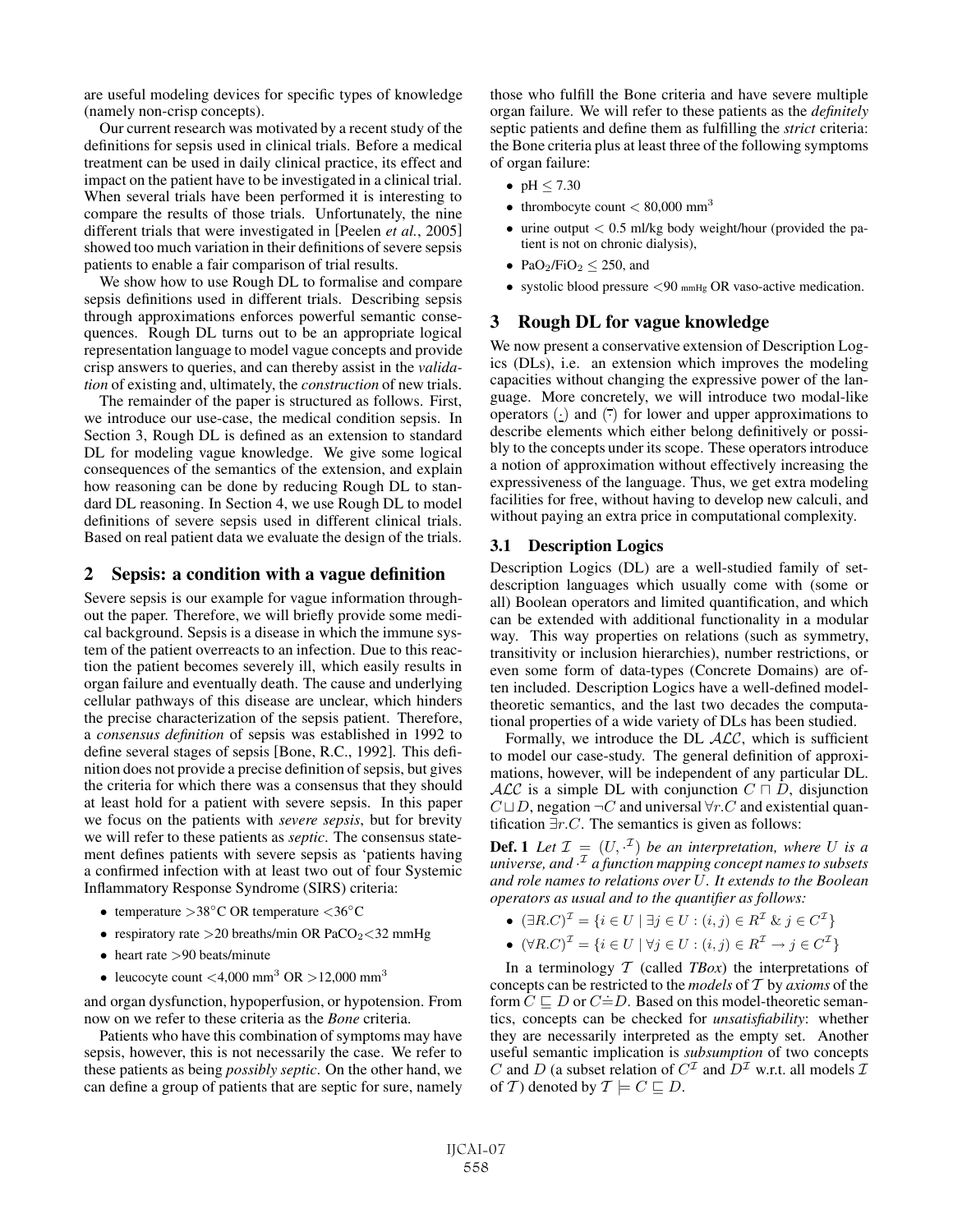are useful modeling devices for specific types of knowledge (namely non-crisp concepts).

Our current research was motivated by a recent study of the definitions for sepsis used in clinical trials. Before a medical treatment can be used in daily clinical practice, its effect and impact on the patient have to be investigated in a clinical trial. When several trials have been performed it is interesting to compare the results of those trials. Unfortunately, the nine different trials that were investigated in [Peelen *et al.*, 2005] showed too much variation in their definitions of severe sepsis patients to enable a fair comparison of trial results.

We show how to use Rough DL to formalise and compare sepsis definitions used in different trials. Describing sepsis through approximations enforces powerful semantic consequences. Rough DL turns out to be an appropriate logical representation language to model vague concepts and provide crisp answers to queries, and can thereby assist in the *validation* of existing and, ultimately, the *construction* of new trials.

The remainder of the paper is structured as follows. First, we introduce our use-case, the medical condition sepsis. In Section 3, Rough DL is defined as an extension to standard DL for modeling vague knowledge. We give some logical consequences of the semantics of the extension, and explain how reasoning can be done by reducing Rough DL to standard DL reasoning. In Section 4, we use Rough DL to model definitions of severe sepsis used in different clinical trials. Based on real patient data we evaluate the design of the trials.

## 2 Sepsis: a condition with a vague definition

Severe sepsis is our example for vague information throughout the paper. Therefore, we will briefly provide some medical background. Sepsis is a disease in which the immune system of the patient overreacts to an infection. Due to this reaction the patient becomes severely ill, which easily results in organ failure and eventually death. The cause and underlying cellular pathways of this disease are unclear, which hinders the precise characterization of the sepsis patient. Therefore, a *consensus definition* of sepsis was established in 1992 to define several stages of sepsis [Bone, R.C., 1992]. This definition does not provide a precise definition of sepsis, but gives the criteria for which there was a consensus that they should at least hold for a patient with severe sepsis. In this paper we focus on the patients with *severe sepsis*, but for brevity we will refer to these patients as *septic*. The consensus statement defines patients with severe sepsis as 'patients having a confirmed infection with at least two out of four Systemic Inflammatory Response Syndrome (SIRS) criteria:

- temperature $>38°$C OR temperature $<36°$C
- respiratory rate $>20$ breaths/min OR $PaCO_2 < 32$ mmHg
- heart rate $>90$ beats/minute
- leucocyte count $<4{,}000$ mm$^3$ OR $>12{,}000$ mm$^3$

and organ dysfunction, hypoperfusion, or hypotension. From now on we refer to these criteria as the *Bone* criteria.

Patients who have this combination of symptoms may have sepsis, however, this is not necessarily the case. We refer to these patients as being *possibly septic*. On the other hand, we can define a group of patients that are septic for sure, namely those who fulfill the Bone criteria and have severe multiple organ failure. We will refer to these patients as the *definitely* septic patients and define them as fulfilling the *strict* criteria: the Bone criteria plus at least three of the following symptoms of organ failure:

- pH $\leq 7.30$
- thrombocyte count $< 80{,}000$ mm$^3$
- urine output $< 0.5$ ml/kg body weight/hour (provided the patient is not on chronic dialysis),
- $PaO_2/FiO_2 \leq 250$, and
- systolic blood pressure $<90$ mmHg OR vaso-active medication.

## 3 Rough DL for vague knowledge

We now present a conservative extension of Description Logics (DLs), i.e. an extension which improves the modeling capacities without changing the expressive power of the language. More concretely, we will introduce two modal-like operators $(\underline{\cdot})$ and $(\overline{\cdot})$ for lower and upper approximations to describe elements which either belong definitively or possibly to the concepts under its scope. These operators introduce a notion of approximation without effectively increasing the expressiveness of the language. Thus, we get extra modeling facilities for free, without having to develop new calculi, and without paying an extra price in computational complexity.

### 3.1 Description Logics

Description Logics (DL) are a well-studied family of set-description languages which usually come with (some or all) Boolean operators and limited quantification, and which can be extended with additional functionality in a modular way. This way properties on relations (such as symmetry, transitivity or inclusion hierarchies), number restrictions, or even some form of data-types (Concrete Domains) are often included. Description Logics have a well-defined model-theoretic semantics, and the last two decades the computational properties of a wide variety of DLs has been studied.

Formally, we introduce the DL $\mathcal{ALC}$, which is sufficient to model our case-study. The general definition of approximations, however, will be independent of any particular DL. $\mathcal{ALC}$ is a simple DL with conjunction $C \sqcap D$, disjunction $C \sqcup D$, negation $\neg C$ and universal $\forall r.C$ and existential quantification $\exists r.C$. The semantics is given as follows:

**Def. 1** *Let $\mathcal{I} = (U, \cdot^{\mathcal{I}})$ be an interpretation, where $U$ is a universe, and $\cdot^{\mathcal{I}}$ a function mapping concept names to subsets and role names to relations over $U$. It extends to the Boolean operators as usual and to the quantifier as follows:*

- $(\exists R.C)^{\mathcal{I}} = \{i \in U \mid \exists j \in U : (i,j) \in R^{\mathcal{I}} \; \& \; j \in C^{\mathcal{I}}\}$
- $(\forall R.C)^{\mathcal{I}} = \{i \in U \mid \forall j \in U : (i,j) \in R^{\mathcal{I}} \rightarrow j \in C^{\mathcal{I}}\}$

In a terminology $\mathcal{T}$ (called *TBox*) the interpretations of concepts can be restricted to the *models* of $\mathcal{T}$ by *axioms* of the form $C \sqsubseteq D$ or $C \doteq D$. Based on this model-theoretic semantics, concepts can be checked for *unsatisfiability*: whether they are necessarily interpreted as the empty set. Another useful semantic implication is *subsumption* of two concepts $C$ and $D$ (a subset relation of $C^{\mathcal{I}}$ and $D^{\mathcal{I}}$ w.r.t. all models $\mathcal{I}$ of $\mathcal{T}$) denoted by $\mathcal{T} \models C \sqsubseteq D$.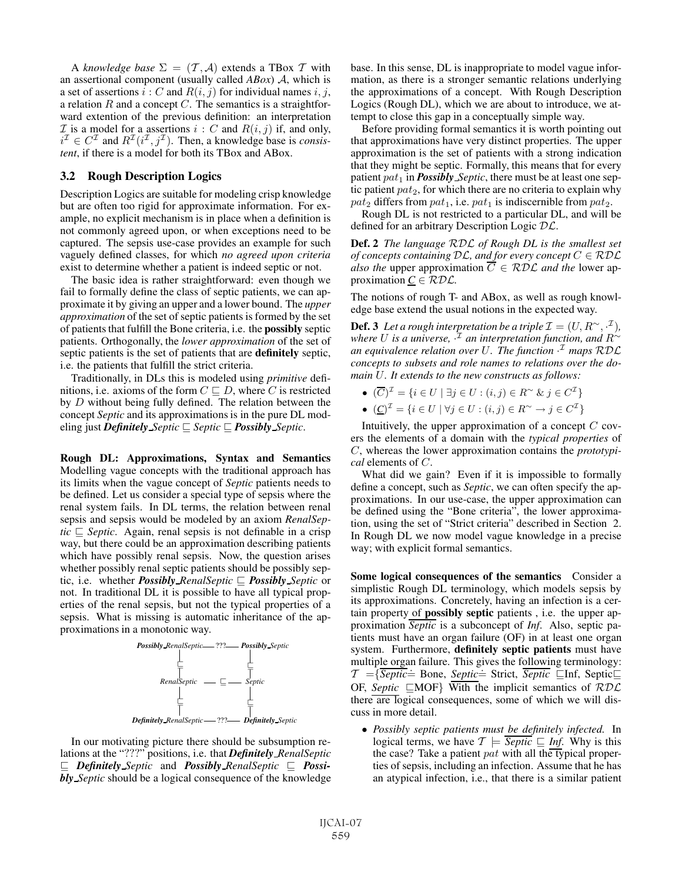A *knowledge base* $\Sigma = (\mathcal{T}, \mathcal{A})$ extends a TBox $\mathcal{T}$ with an assertional component (usually called *ABox*) $\mathcal{A}$, which is a set of assertions $i : C$ and $R(i, j)$ for individual names $i, j$, a relation $R$ and a concept $C$. The semantics is a straightforward extention of the previous definition: an interpretation $\mathcal{I}$ is a model for a assertions $i : C$ and $R(i, j)$ if, and only, $i^{\mathcal{I}} \in C^{\mathcal{I}}$ and $R^{\mathcal{I}}(i^{\mathcal{I}}, j^{\mathcal{I}})$. Then, a knowledge base is *consistent*, if there is a model for both its TBox and ABox.

## 3.2 Rough Description Logics

Description Logics are suitable for modeling crisp knowledge but are often too rigid for approximate information. For example, no explicit mechanism is in place when a definition is not commonly agreed upon, or when exceptions need to be captured. The sepsis use-case provides an example for such vaguely defined classes, for which *no agreed upon criteria* exist to determine whether a patient is indeed septic or not.

The basic idea is rather straightforward: even though we fail to formally define the class of septic patients, we can approximate it by giving an upper and a lower bound. The *upper approximation* of the set of septic patients is formed by the set of patients that fulfill the Bone criteria, i.e. the **possibly** septic patients. Orthogonally, the *lower approximation* of the set of septic patients is the set of patients that are **definitely** septic, i.e. the patients that fulfill the strict criteria.

Traditionally, in DLs this is modeled using *primitive* definitions, i.e. axioms of the form $C \sqsubseteq D$, where $C$ is restricted by $D$ without being fully defined. The relation between the concept *Septic* and its approximations is in the pure DL modeling just ***Definitely_Septic*** $\sqsubseteq$ *Septic* $\sqsubseteq$ ***Possibly_Septic***.

**Rough DL: Approximations, Syntax and Semantics** Modelling vague concepts with the traditional approach has its limits when the vague concept of *Septic* patients needs to be defined. Let us consider a special type of sepsis where the renal system fails. In DL terms, the relation between renal sepsis and sepsis would be modeled by an axiom *RenalSeptic* $\sqsubseteq$ *Septic*. Again, renal sepsis is not definable in a crisp way, but there could be an approximation describing patients which have possibly renal sepsis. Now, the question arises whether possibly renal septic patients should be possibly septic, i.e. whether ***Possibly_RenalSeptic*** $\sqsubseteq$ ***Possibly_Septic*** or not. In traditional DL it is possible to have all typical properties of the renal sepsis, but not the typical properties of a sepsis. What is missing is automatic inheritance of the approximations in a monotonic way.

```
Possibly_RenalSeptic ---???--- Possibly_Septic
        |                            |
        ⊑                            ⊑
        |                            |
   RenalSeptic  --------⊑--------  Septic
        |                            |
        ⊑                            ⊑
        |                            |
Definitely_RenalSeptic ---???--- Definitely_Septic
```

In our motivating picture there should be subsumption relations at the "???" positions, i.e. that ***Definitely_RenalSeptic*** $\sqsubseteq$ ***Definitely_Septic*** and ***Possibly_RenalSeptic*** $\sqsubseteq$ ***Possibly_Septic*** should be a logical consequence of the knowledge base. In this sense, DL is inappropriate to model vague information, as there is a stronger semantic relations underlying the approximations of a concept. With Rough Description Logics (Rough DL), which we are about to introduce, we attempt to close this gap in a conceptually simple way.

Before providing formal semantics it is worth pointing out that approximations have very distinct properties. The upper approximation is the set of patients with a strong indication that they might be septic. Formally, this means that for every patient $pat_1$ in ***Possibly_Septic***, there must be at least one septic patient $pat_2$, for which there are no criteria to explain why $pat_2$ differs from $pat_1$, i.e. $pat_1$ is indiscernible from $pat_2$.

Rough DL is not restricted to a particular DL, and will be defined for an arbitrary Description Logic $\mathcal{DL}$.

**Def. 2** *The language $\mathcal{RDL}$ of Rough DL is the smallest set of concepts containing $\mathcal{DL}$, and for every concept $C \in \mathcal{RDL}$ also the* upper approximation $\overline{C} \in \mathcal{RDL}$ *and the* lower approximation $\underline{C} \in \mathcal{RDL}$.

The notions of rough T- and ABox, as well as rough knowledge base extend the usual notions in the expected way.

**Def. 3** *Let a rough interpretation be a triple $\mathcal{I} = (U, R^{\sim}, \cdot^{\mathcal{I}})$, where $U$ is a universe, $\cdot^{\mathcal{I}}$ an interpretation function, and $R^{\sim}$ an equivalence relation over $U$. The function $\cdot^{\mathcal{I}}$ maps $\mathcal{RDL}$ concepts to subsets and role names to relations over the domain $U$. It extends to the new constructs as follows:*

- $(\overline{C})^{\mathcal{I}} = \{i \in U \mid \exists j \in U : (i, j) \in R^{\sim} \;\&\; j \in C^{\mathcal{I}}\}$
- $(\underline{C})^{\mathcal{I}} = \{i \in U \mid \forall j \in U : (i, j) \in R^{\sim} \rightarrow j \in C^{\mathcal{I}}\}$

Intuitively, the upper approximation of a concept $C$ covers the elements of a domain with the *typical properties* of $C$, whereas the lower approximation contains the *prototypical* elements of $C$.

What did we gain? Even if it is impossible to formally define a concept, such as *Septic*, we can often specify the approximations. In our use-case, the upper approximation can be defined using the "Bone criteria", the lower approximation, using the set of "Strict criteria" described in Section 2. In Rough DL we now model vague knowledge in a precise way; with explicit formal semantics.

**Some logical consequences of the semantics** Consider a simplistic Rough DL terminology, which models sepsis by its approximations. Concretely, having an infection is a certain property of **possibly septic** patients , i.e. the upper approximation $\overline{Septic}$ is a subconcept of *Inf*. Also, septic patients must have an organ failure (OF) in at least one organ system. Furthermore, **definitely septic patients** must have multiple organ failure. This gives the following terminology: $\mathcal{T} = \{\overline{Septic} \doteq \text{Bone}, \underline{Septic} \doteq \text{Strict}, \overline{Septic} \sqsubseteq \text{Inf}, \text{Septic} \sqsubseteq \text{OF}, \underline{Septic} \sqsubseteq \text{MOF}\}$ With the implicit semantics of $\mathcal{RDL}$ there are logical consequences, some of which we will discuss in more detail.

- *Possibly septic patients must be definitely infected.* In logical terms, we have $\mathcal{T} \models \overline{Septic} \sqsubseteq \underline{Inf}$. Why is this the case? Take a patient $pat$ with all the typical properties of sepsis, including an infection. Assume that he has an atypical infection, i.e., that there is a similar patient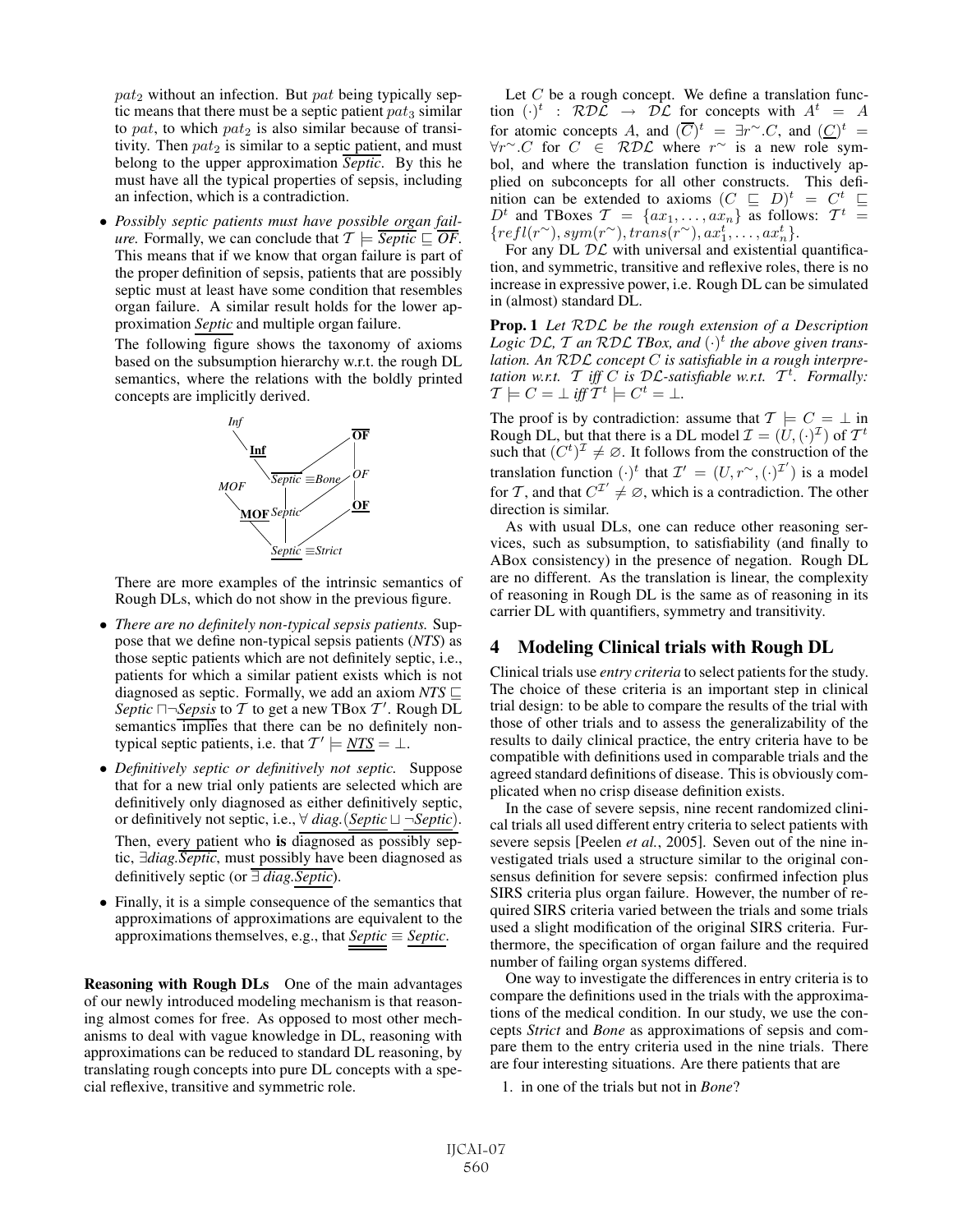$pat_2$ without an infection. But $pat$ being typically septic means that there must be a septic patient $pat_3$ similar to $pat$, to which $pat_2$ is also similar because of transitivity. Then $pat_2$ is similar to a septic patient, and must belong to the upper approximation $\overline{Septic}$. By this he must have all the typical properties of sepsis, including an infection, which is a contradiction.

- *Possibly septic patients must have possible organ failure.* Formally, we can conclude that $\mathcal{T} \models \overline{Septic} \sqsubseteq \overline{OF}$. This means that if we know that organ failure is part of the proper definition of sepsis, patients that are possibly septic must at least have some condition that resembles organ failure. A similar result holds for the lower approximation $\underline{Septic}$ and multiple organ failure.

  The following figure shows the taxonomy of axioms based on the subsumption hierarchy w.r.t. the rough DL semantics, where the relations with the boldly printed concepts are implicitly derived.

  There are more examples of the intrinsic semantics of Rough DLs, which do not show in the previous figure.

- *There are no definitely non-typical sepsis patients.* Suppose that we define non-typical sepsis patients (*NTS*) as those septic patients which are not definitely septic, i.e., patients for which a similar patient exists which is not diagnosed as septic. Formally, we add an axiom $NTS \sqsubseteq Septic \sqcap \neg \underline{Sepsis}$ to $\mathcal{T}$ to get a new TBox $\mathcal{T}'$. Rough DL semantics implies that there can be no definitely non-typical septic patients, i.e. that $\mathcal{T}' \models \underline{NTS} = \bot$.

- *Definitively septic or definitively not septic.* Suppose that for a new trial only patients are selected which are definitively only diagnosed as either definitively septic, or definitively not septic, i.e., $\forall\ diag.(\underline{Septic} \sqcup \neg \underline{Septic})$. Then, every patient who **is** diagnosed as possibly septic, $\exists diag.\overline{Septic}$, must possibly have been diagnosed as definitively septic (or $\overline{\exists\ diag.\underline{Septic}}$).

- Finally, it is a simple consequence of the semantics that approximations of approximations are equivalent to the approximations themselves, e.g., that $\underline{\underline{Septic}} \equiv \underline{Septic}$.

**Reasoning with Rough DLs** One of the main advantages of our newly introduced modeling mechanism is that reasoning almost comes for free. As opposed to most other mechanisms to deal with vague knowledge in DL, reasoning with approximations can be reduced to standard DL reasoning, by translating rough concepts into pure DL concepts with a special reflexive, transitive and symmetric role.

Let $C$ be a rough concept. We define a translation function $(\cdot)^t : \mathcal{RDL} \rightarrow \mathcal{DL}$ for concepts with $A^t = A$ for atomic concepts $A$, and $(\overline{C})^t = \exists r^{\sim}.C$, and $(\underline{C})^t = \forall r^{\sim}.C$ for $C \in \mathcal{RDL}$ where $r^{\sim}$ is a new role symbol, and where the translation function is inductively applied on subconcepts for all other constructs. This definition can be extended to axioms $(C \sqsubseteq D)^t = C^t \sqsubseteq D^t$ and TBoxes $\mathcal{T} = \{ax_1, \ldots, ax_n\}$ as follows: $\mathcal{T}^t = \{refl(r^{\sim}), sym(r^{\sim}), trans(r^{\sim}), ax_1^t, \ldots, ax_n^t\}$.

For any DL $\mathcal{DL}$ with universal and existential quantification, and symmetric, transitive and reflexive roles, there is no increase in expressive power, i.e. Rough DL can be simulated in (almost) standard DL.

**Prop. 1** *Let $\mathcal{RDL}$ be the rough extension of a Description Logic $\mathcal{DL}$, $\mathcal{T}$ an $\mathcal{RDL}$ TBox, and $(\cdot)^t$ the above given translation. An $\mathcal{RDL}$ concept $C$ is satisfiable in a rough interpretation w.r.t. $\mathcal{T}$ iff $C$ is $\mathcal{DL}$-satisfiable w.r.t. $\mathcal{T}^t$. Formally: $\mathcal{T} \models C = \bot$ iff $\mathcal{T}^t \models C^t = \bot$.*

The proof is by contradiction: assume that $\mathcal{T} \models C = \bot$ in Rough DL, but that there is a DL model $\mathcal{I} = (U, (\cdot)^{\mathcal{I}})$ of $\mathcal{T}^t$ such that $(C^t)^{\mathcal{I}} \neq \varnothing$. It follows from the construction of the translation function $(\cdot)^t$ that $\mathcal{I}' = (U, r^{\sim}, (\cdot)^{\mathcal{I}'})$ is a model for $\mathcal{T}$, and that $C^{\mathcal{I}'} \neq \varnothing$, which is a contradiction. The other direction is similar.

As with usual DLs, one can reduce other reasoning services, such as subsumption, to satisfiability (and finally to ABox consistency) in the presence of negation. Rough DL are no different. As the translation is linear, the complexity of reasoning in Rough DL is the same as of reasoning in its carrier DL with quantifiers, symmetry and transitivity.

## 4 Modeling Clinical trials with Rough DL

Clinical trials use *entry criteria* to select patients for the study. The choice of these criteria is an important step in clinical trial design: to be able to compare the results of the trial with those of other trials and to assess the generalizability of the results to daily clinical practice, the entry criteria have to be compatible with definitions used in comparable trials and the agreed standard definitions of disease. This is obviously complicated when no crisp disease definition exists.

In the case of severe sepsis, nine recent randomized clinical trials all used different entry criteria to select patients with severe sepsis [Peelen *et al.*, 2005]. Seven out of the nine investigated trials used a structure similar to the original consensus definition for severe sepsis: confirmed infection plus SIRS criteria plus organ failure. However, the number of required SIRS criteria varied between the trials and some trials used a slight modification of the original SIRS criteria. Furthermore, the specification of organ failure and the required number of failing organ systems differed.

One way to investigate the differences in entry criteria is to compare the definitions used in the trials with the approximations of the medical condition. In our study, we use the concepts *Strict* and *Bone* as approximations of sepsis and compare them to the entry criteria used in the nine trials. There are four interesting situations. Are there patients that are

1. in one of the trials but not in *Bone*?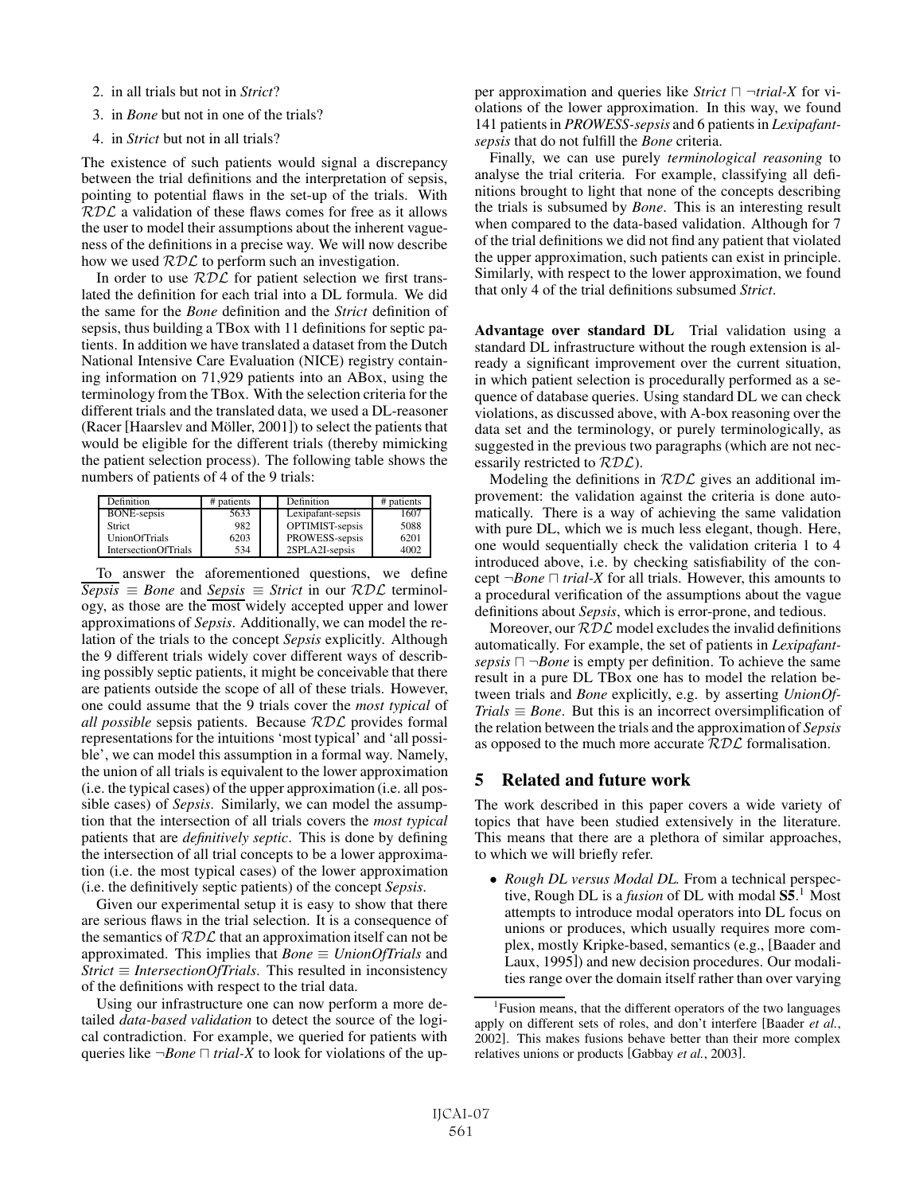2. in all trials but not in *Strict*?
3. in *Bone* but not in one of the trials?
4. in *Strict* but not in all trials?

The existence of such patients would signal a discrepancy between the trial definitions and the interpretation of sepsis, pointing to potential flaws in the set-up of the trials. With $\mathcal{RDL}$ a validation of these flaws comes for free as it allows the user to model their assumptions about the inherent vagueness of the definitions in a precise way. We will now describe how we used $\mathcal{RDL}$ to perform such an investigation.

In order to use $\mathcal{RDL}$ for patient selection we first translated the definition for each trial into a DL formula. We did the same for the *Bone* definition and the *Strict* definition of sepsis, thus building a TBox with 11 definitions for septic patients. In addition we have translated a dataset from the Dutch National Intensive Care Evaluation (NICE) registry containing information on 71,929 patients into an ABox, using the terminology from the TBox. With the selection criteria for the different trials and the translated data, we used a DL-reasoner (Racer [Haarslev and Möller, 2001]) to select the patients that would be eligible for the different trials (thereby mimicking the patient selection process). The following table shows the numbers of patients of 4 of the 9 trials:

| Definition | # patients | Definition | # patients |
|---|---|---|---|
| BONE-sepsis | 5633 | Lexipafant-sepsis | 1607 |
| Strict | 982 | OPTIMIST-sepsis | 5088 |
| UnionOfTrials | 6203 | PROWESS-sepsis | 6201 |
| IntersectionOfTrials | 534 | 2SPLA2I-sepsis | 4002 |

To answer the aforementioned questions, we define $\overline{Sepsis} \equiv Bone$ and $\underline{Sepsis} \equiv Strict$ in our $\mathcal{RDL}$ terminology, as those are the most widely accepted upper and lower approximations of *Sepsis*. Additionally, we can model the relation of the trials to the concept *Sepsis* explicitly. Although the 9 different trials widely cover different ways of describing possibly septic patients, it might be conceivable that there are patients outside the scope of all of these trials. However, one could assume that the 9 trials cover the *most typical* of *all possible* sepsis patients. Because $\mathcal{RDL}$ provides formal representations for the intuitions 'most typical' and 'all possible', we can model this assumption in a formal way. Namely, the union of all trials is equivalent to the lower approximation (i.e. the typical cases) of the upper approximation (i.e. all possible cases) of *Sepsis*. Similarly, we can model the assumption that the intersection of all trials covers the *most typical* patients that are *definitively septic*. This is done by defining the intersection of all trial concepts to be a lower approximation (i.e. the most typical cases) of the lower approximation (i.e. the definitively septic patients) of the concept *Sepsis*.

Given our experimental setup it is easy to show that there are serious flaws in the trial selection. It is a consequence of the semantics of $\mathcal{RDL}$ that an approximation itself can not be approximated. This implies that $Bone \equiv UnionOfTrials$ and $Strict \equiv IntersectionOfTrials$. This resulted in inconsistency of the definitions with respect to the trial data.

Using our infrastructure one can now perform a more detailed *data-based validation* to detect the source of the logical contradiction. For example, we queried for patients with queries like $\neg Bone \sqcap trial\text{-}X$ to look for violations of the upper approximation and queries like $Strict \sqcap \neg trial\text{-}X$ for violations of the lower approximation. In this way, we found 141 patients in *PROWESS-sepsis* and 6 patients in *Lexipafant-sepsis* that do not fulfill the *Bone* criteria.

Finally, we can use purely *terminological reasoning* to analyse the trial criteria. For example, classifying all definitions brought to light that none of the concepts describing the trials is subsumed by *Bone*. This is an interesting result when compared to the data-based validation. Although for 7 of the trial definitions we did not find any patient that violated the upper approximation, such patients can exist in principle. Similarly, with respect to the lower approximation, we found that only 4 of the trial definitions subsumed *Strict*.

**Advantage over standard DL** Trial validation using a standard DL infrastructure without the rough extension is already a significant improvement over the current situation, in which patient selection is procedurally performed as a sequence of database queries. Using standard DL we can check violations, as discussed above, with A-box reasoning over the data set and the terminology, or purely terminologically, as suggested in the previous two paragraphs (which are not necessarily restricted to $\mathcal{RDL}$).

Modeling the definitions in $\mathcal{RDL}$ gives an additional improvement: the validation against the criteria is done automatically. There is a way of achieving the same validation with pure DL, which we is much less elegant, though. Here, one would sequentially check the validation criteria 1 to 4 introduced above, i.e. by checking satisfiability of the concept $\neg Bone \sqcap trial\text{-}X$ for all trials. However, this amounts to a procedural verification of the assumptions about the vague definitions about *Sepsis*, which is error-prone, and tedious.

Moreover, our $\mathcal{RDL}$ model excludes the invalid definitions automatically. For example, the set of patients in $Lexipafant\text{-}sepsis \sqcap \neg Bone$ is empty per definition. To achieve the same result in a pure DL TBox one has to model the relation between trials and *Bone* explicitly, e.g. by asserting $UnionOfTrials \equiv Bone$. But this is an incorrect oversimplification of the relation between the trials and the approximation of *Sepsis* as opposed to the much more accurate $\mathcal{RDL}$ formalisation.

## 5 Related and future work

The work described in this paper covers a wide variety of topics that have been studied extensively in the literature. This means that there are a plethora of similar approaches, to which we will briefly refer.

- *Rough DL versus Modal DL.* From a technical perspective, Rough DL is a *fusion* of DL with modal **S5**.[1] Most attempts to introduce modal operators into DL focus on unions or produces, which usually requires more complex, mostly Kripke-based, semantics (e.g., [Baader and Laux, 1995]) and new decision procedures. Our modalities range over the domain itself rather than over varying

[1] Fusion means, that the different operators of the two languages apply on different sets of roles, and don't interfere [Baader *et al.*, 2002]. This makes fusions behave better than their more complex relatives unions or products [Gabbay *et al.*, 2003].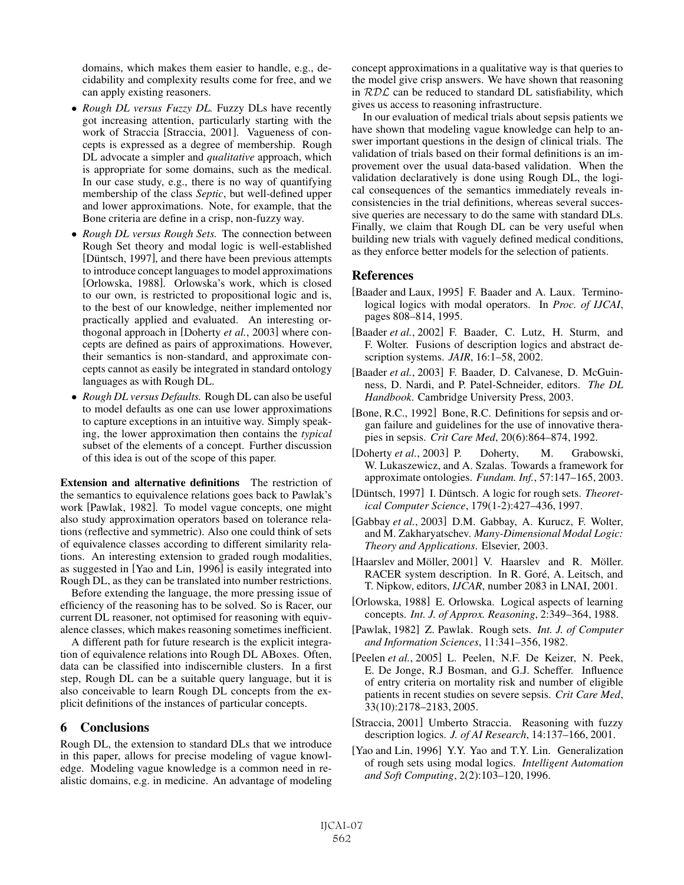domains, which makes them easier to handle, e.g., decidability and complexity results come for free, and we can apply existing reasoners.

- *Rough DL versus Fuzzy DL.* Fuzzy DLs have recently got increasing attention, particularly starting with the work of Straccia [Straccia, 2001]. Vagueness of concepts is expressed as a degree of membership. Rough DL advocate a simpler and *qualitative* approach, which is appropriate for some domains, such as the medical. In our case study, e.g., there is no way of quantifying membership of the class *Septic*, but well-defined upper and lower approximations. Note, for example, that the Bone criteria are define in a crisp, non-fuzzy way.
- *Rough DL versus Rough Sets.* The connection between Rough Set theory and modal logic is well-established [Düntsch, 1997], and there have been previous attempts to introduce concept languages to model approximations [Orlowska, 1988]. Orlowska's work, which is closed to our own, is restricted to propositional logic and is, to the best of our knowledge, neither implemented nor practically applied and evaluated. An interesting orthogonal approach in [Doherty *et al.*, 2003] where concepts are defined as pairs of approximations. However, their semantics is non-standard, and approximate concepts cannot as easily be integrated in standard ontology languages as with Rough DL.
- *Rough DL versus Defaults.* Rough DL can also be useful to model defaults as one can use lower approximations to capture exceptions in an intuitive way. Simply speaking, the lower approximation then contains the *typical* subset of the elements of a concept. Further discussion of this idea is out of the scope of this paper.

**Extension and alternative definitions** The restriction of the semantics to equivalence relations goes back to Pawlak's work [Pawlak, 1982]. To model vague concepts, one might also study approximation operators based on tolerance relations (reflective and symmetric). Also one could think of sets of equivalence classes according to different similarity relations. An interesting extension to graded rough modalities, as suggested in [Yao and Lin, 1996] is easily integrated into Rough DL, as they can be translated into number restrictions.

Before extending the language, the more pressing issue of efficiency of the reasoning has to be solved. So is Racer, our current DL reasoner, not optimised for reasoning with equivalence classes, which makes reasoning sometimes inefficient.

A different path for future research is the explicit integration of equivalence relations into Rough DL ABoxes. Often, data can be classified into indiscernible clusters. In a first step, Rough DL can be a suitable query language, but it is also conceivable to learn Rough DL concepts from the explicit definitions of the instances of particular concepts.

## 6 Conclusions

Rough DL, the extension to standard DLs that we introduce in this paper, allows for precise modeling of vague knowledge. Modeling vague knowledge is a common need in realistic domains, e.g. in medicine. An advantage of modeling concept approximations in a qualitative way is that queries to the model give crisp answers. We have shown that reasoning in $\mathcal{RDL}$ can be reduced to standard DL satisfiability, which gives us access to reasoning infrastructure.

In our evaluation of medical trials about sepsis patients we have shown that modeling vague knowledge can help to answer important questions in the design of clinical trials. The validation of trials based on their formal definitions is an improvement over the usual data-based validation. When the validation declaratively is done using Rough DL, the logical consequences of the semantics immediately reveals inconsistencies in the trial definitions, whereas several successive queries are necessary to do the same with standard DLs. Finally, we claim that Rough DL can be very useful when building new trials with vaguely defined medical conditions, as they enforce better models for the selection of patients.

## References

[Baader and Laux, 1995] F. Baader and A. Laux. Terminological logics with modal operators. In *Proc. of IJCAI*, pages 808–814, 1995.

[Baader *et al.*, 2002] F. Baader, C. Lutz, H. Sturm, and F. Wolter. Fusions of description logics and abstract description systems. *JAIR*, 16:1–58, 2002.

[Baader *et al.*, 2003] F. Baader, D. Calvanese, D. McGuinness, D. Nardi, and P. Patel-Schneider, editors. *The DL Handbook*. Cambridge University Press, 2003.

[Bone, R.C., 1992] Bone, R.C. Definitions for sepsis and organ failure and guidelines for the use of innovative therapies in sepsis. *Crit Care Med*, 20(6):864–874, 1992.

[Doherty *et al.*, 2003] P. Doherty, M. Grabowski, W. Lukaszewicz, and A. Szalas. Towards a framework for approximate ontologies. *Fundam. Inf.*, 57:147–165, 2003.

[Düntsch, 1997] I. Düntsch. A logic for rough sets. *Theoretical Computer Science*, 179(1-2):427–436, 1997.

[Gabbay *et al.*, 2003] D.M. Gabbay, A. Kurucz, F. Wolter, and M. Zakharyatschev. *Many-Dimensional Modal Logic: Theory and Applications*. Elsevier, 2003.

[Haarslev and Möller, 2001] V. Haarslev and R. Möller. RACER system description. In R. Goré, A. Leitsch, and T. Nipkow, editors, *IJCAR*, number 2083 in LNAI, 2001.

[Orlowska, 1988] E. Orlowska. Logical aspects of learning concepts. *Int. J. of Approx. Reasoning*, 2:349–364, 1988.

[Pawlak, 1982] Z. Pawlak. Rough sets. *Int. J. of Computer and Information Sciences*, 11:341–356, 1982.

[Peelen *et al.*, 2005] L. Peelen, N.F. De Keizer, N. Peek, E. De Jonge, R.J Bosman, and G.J. Scheffer. Influence of entry criteria on mortality risk and number of eligible patients in recent studies on severe sepsis. *Crit Care Med*, 33(10):2178–2183, 2005.

[Straccia, 2001] Umberto Straccia. Reasoning with fuzzy description logics. *J. of AI Research*, 14:137–166, 2001.

[Yao and Lin, 1996] Y.Y. Yao and T.Y. Lin. Generalization of rough sets using modal logics. *Intelligent Automation and Soft Computing*, 2(2):103–120, 1996.